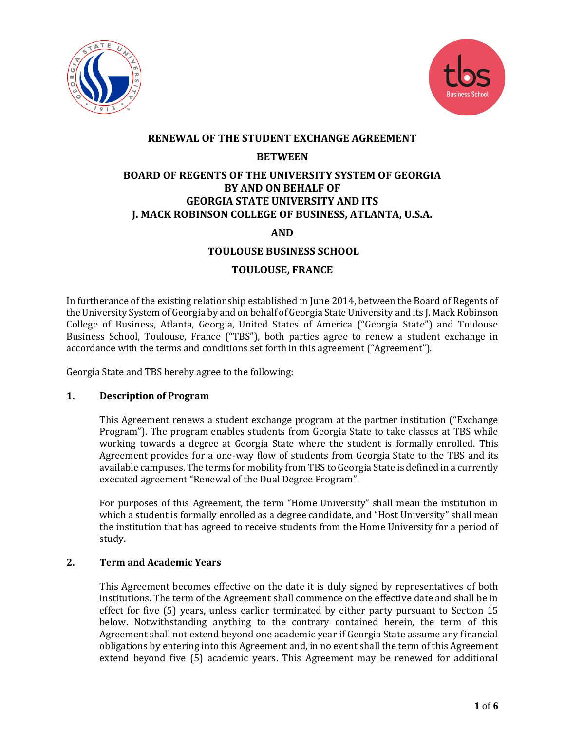# RENEWAL OF THE STUDENT EXCHANGE AGREEMENT

## BETWEEN

## BOARD OF REGENTS OF THE UNIVERSITY SYSTEM OF GEORGIA BY AND ON BEHALF OF GEORGIA STATE UNIVERSITY AND ITS J. MACK ROBINSON COLLEGE OF BUSINESS, ATLANTA, U.S.A.

## AND

## TOULOUSE BUSINESS SCHOOL

## TOULOUSE, FRANCE

In furtherance of the existing relationship established in June 2014, between the Board of Regents of the University System of Georgia by and on behalf of Georgia State University and its J. Mack Robinson College of Business, Atlanta, Georgia, United States of America ("Georgia State") and Toulouse Business School, Toulouse, France ("TBS"), both parties agree to renew a student exchange in accordance with the terms and conditions set forth in this agreement ("Agreement").

Georgia State and TBS hereby agree to the following:

### 1. Description of Program

This Agreement renews a student exchange program at the partner institution ("Exchange Program"). The program enables students from Georgia State to take classes at TBS while working towards a degree at Georgia State where the student is formally enrolled. This Agreement provides for a one-way flow of students from Georgia State to the TBS and its available campuses. The terms for mobility from TBS to Georgia State is defined in a currently executed agreement "Renewal of the Dual Degree Program".

For purposes of this Agreement, the term "Home University" shall mean the institution in which a student is formally enrolled as a degree candidate, and "Host University" shall mean the institution that has agreed to receive students from the Home University for a period of study.

### 2. Term and Academic Years

This Agreement becomes effective on the date it is duly signed by representatives of both institutions. The term of the Agreement shall commence on the effective date and shall be in effect for five (5) years, unless earlier terminated by either party pursuant to Section 15 below. Notwithstanding anything to the contrary contained herein, the term of this Agreement shall not extend beyond one academic year if Georgia State assume any financial obligations by entering into this Agreement and, in no event shall the term of this Agreement extend beyond five (5) academic years. This Agreement may be renewed for additional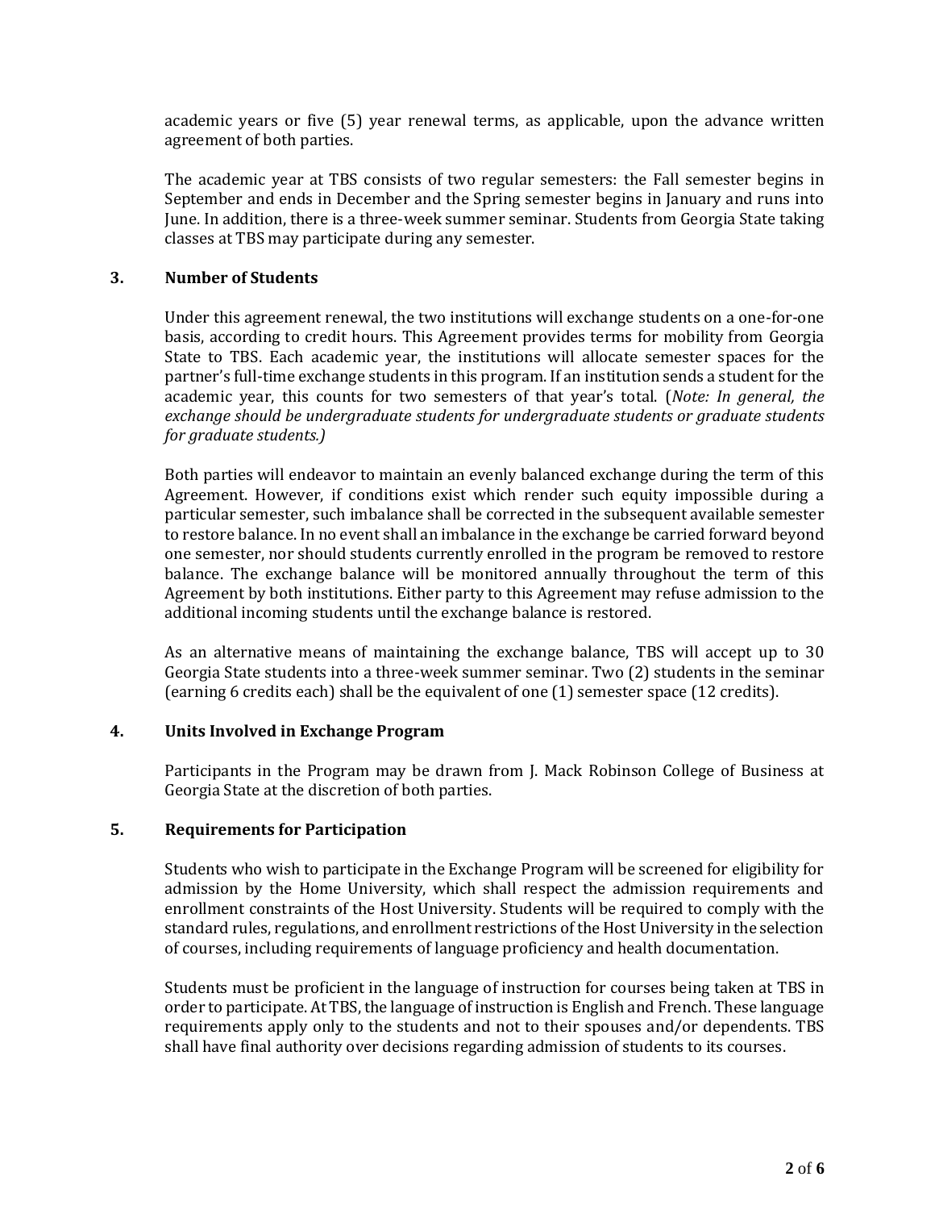academic years or five (5) year renewal terms, as applicable, upon the advance written agreement of both parties.

The academic year at TBS consists of two regular semesters: the Fall semester begins in September and ends in December and the Spring semester begins in January and runs into June. In addition, there is a three-week summer seminar. Students from Georgia State taking classes at TBS may participate during any semester.

## 3. Number of Students

Under this agreement renewal, the two institutions will exchange students on a one-for-one basis, according to credit hours. This Agreement provides terms for mobility from Georgia State to TBS. Each academic year, the institutions will allocate semester spaces for the partner's full-time exchange students in this program. If an institution sends a student for the academic year, this counts for two semesters of that year's total. (*Note: In general, the exchange should be undergraduate students for undergraduate students or graduate students for graduate students.)*

Both parties will endeavor to maintain an evenly balanced exchange during the term of this Agreement. However, if conditions exist which render such equity impossible during a particular semester, such imbalance shall be corrected in the subsequent available semester to restore balance. In no event shall an imbalance in the exchange be carried forward beyond one semester, nor should students currently enrolled in the program be removed to restore balance. The exchange balance will be monitored annually throughout the term of this Agreement by both institutions. Either party to this Agreement may refuse admission to the additional incoming students until the exchange balance is restored.

As an alternative means of maintaining the exchange balance, TBS will accept up to 30 Georgia State students into a three-week summer seminar. Two (2) students in the seminar (earning 6 credits each) shall be the equivalent of one (1) semester space (12 credits).

## 4. Units Involved in Exchange Program

Participants in the Program may be drawn from J. Mack Robinson College of Business at Georgia State at the discretion of both parties.

## 5. Requirements for Participation

Students who wish to participate in the Exchange Program will be screened for eligibility for admission by the Home University, which shall respect the admission requirements and enrollment constraints of the Host University. Students will be required to comply with the standard rules, regulations, and enrollment restrictions of the Host University in the selection of courses, including requirements of language proficiency and health documentation.

Students must be proficient in the language of instruction for courses being taken at TBS in order to participate. At TBS, the language of instruction is English and French. These language requirements apply only to the students and not to their spouses and/or dependents. TBS shall have final authority over decisions regarding admission of students to its courses.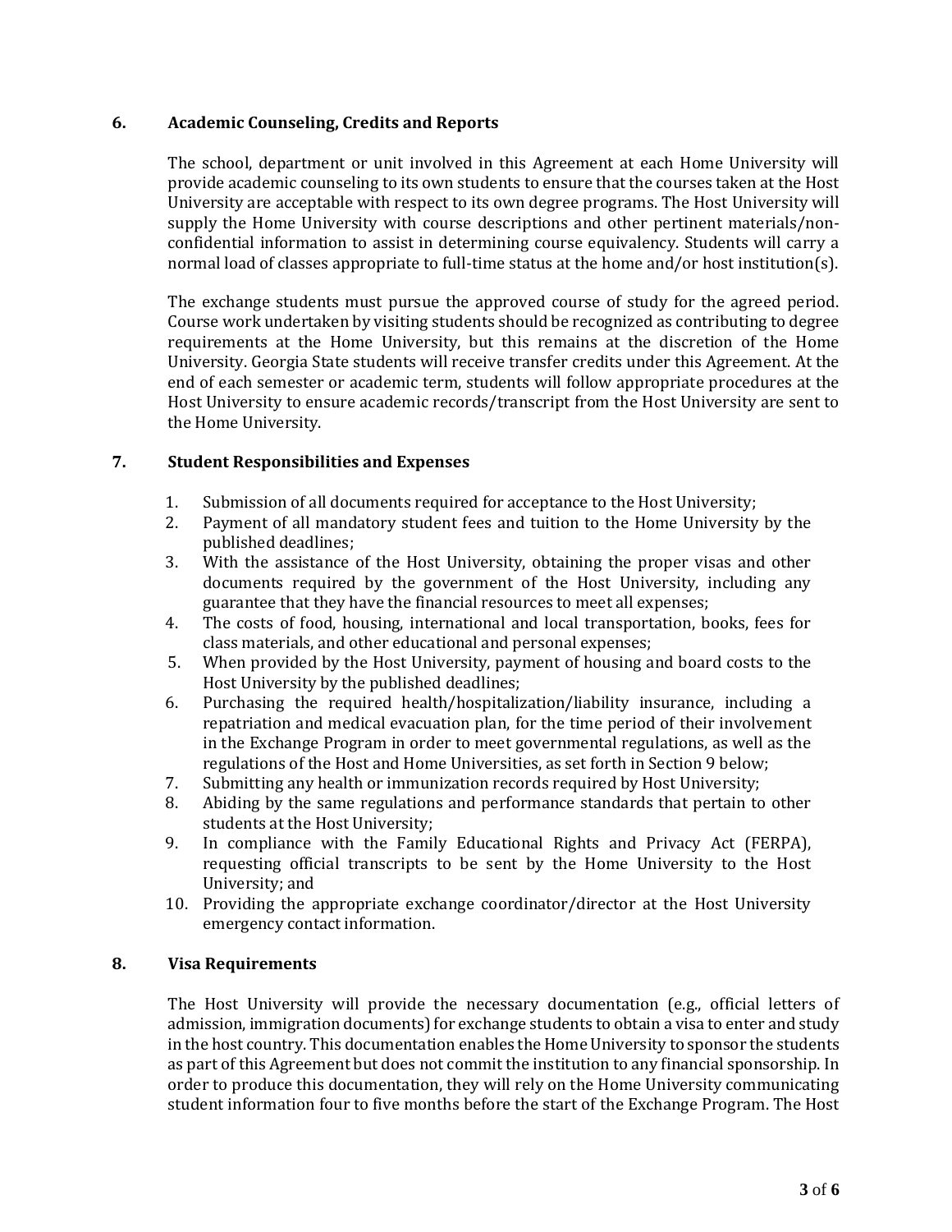## 6. Academic Counseling, Credits and Reports

The school, department or unit involved in this Agreement at each Home University will provide academic counseling to its own students to ensure that the courses taken at the Host University are acceptable with respect to its own degree programs. The Host University will supply the Home University with course descriptions and other pertinent materials/non-confidential information to assist in determining course equivalency. Students will carry a normal load of classes appropriate to full-time status at the home and/or host institution(s).

The exchange students must pursue the approved course of study for the agreed period. Course work undertaken by visiting students should be recognized as contributing to degree requirements at the Home University, but this remains at the discretion of the Home University. Georgia State students will receive transfer credits under this Agreement. At the end of each semester or academic term, students will follow appropriate procedures at the Host University to ensure academic records/transcript from the Host University are sent to the Home University.

## 7. Student Responsibilities and Expenses

1. Submission of all documents required for acceptance to the Host University;
2. Payment of all mandatory student fees and tuition to the Home University by the published deadlines;
3. With the assistance of the Host University, obtaining the proper visas and other documents required by the government of the Host University, including any guarantee that they have the financial resources to meet all expenses;
4. The costs of food, housing, international and local transportation, books, fees for class materials, and other educational and personal expenses;
5. When provided by the Host University, payment of housing and board costs to the Host University by the published deadlines;
6. Purchasing the required health/hospitalization/liability insurance, including a repatriation and medical evacuation plan, for the time period of their involvement in the Exchange Program in order to meet governmental regulations, as well as the regulations of the Host and Home Universities, as set forth in Section 9 below;
7. Submitting any health or immunization records required by Host University;
8. Abiding by the same regulations and performance standards that pertain to other students at the Host University;
9. In compliance with the Family Educational Rights and Privacy Act (FERPA), requesting official transcripts to be sent by the Home University to the Host University; and
10. Providing the appropriate exchange coordinator/director at the Host University emergency contact information.

## 8. Visa Requirements

The Host University will provide the necessary documentation (e.g., official letters of admission, immigration documents) for exchange students to obtain a visa to enter and study in the host country. This documentation enables the Home University to sponsor the students as part of this Agreement but does not commit the institution to any financial sponsorship. In order to produce this documentation, they will rely on the Home University communicating student information four to five months before the start of the Exchange Program. The Host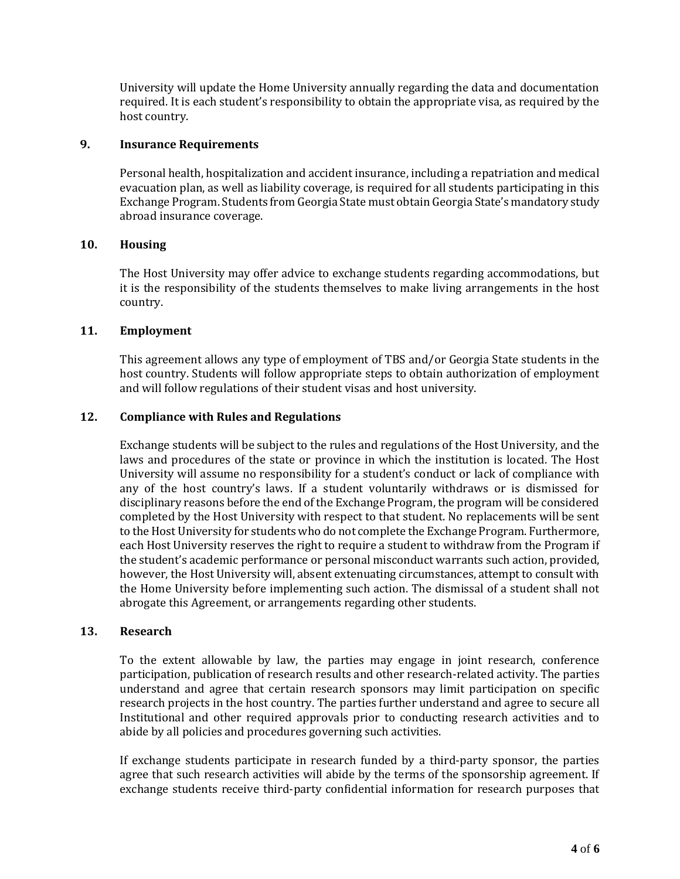University will update the Home University annually regarding the data and documentation required. It is each student's responsibility to obtain the appropriate visa, as required by the host country.

## 9. Insurance Requirements

Personal health, hospitalization and accident insurance, including a repatriation and medical evacuation plan, as well as liability coverage, is required for all students participating in this Exchange Program. Students from Georgia State must obtain Georgia State's mandatory study abroad insurance coverage.

## 10. Housing

The Host University may offer advice to exchange students regarding accommodations, but it is the responsibility of the students themselves to make living arrangements in the host country.

## 11. Employment

This agreement allows any type of employment of TBS and/or Georgia State students in the host country. Students will follow appropriate steps to obtain authorization of employment and will follow regulations of their student visas and host university.

## 12. Compliance with Rules and Regulations

Exchange students will be subject to the rules and regulations of the Host University, and the laws and procedures of the state or province in which the institution is located. The Host University will assume no responsibility for a student's conduct or lack of compliance with any of the host country's laws. If a student voluntarily withdraws or is dismissed for disciplinary reasons before the end of the Exchange Program, the program will be considered completed by the Host University with respect to that student. No replacements will be sent to the Host University for students who do not complete the Exchange Program. Furthermore, each Host University reserves the right to require a student to withdraw from the Program if the student's academic performance or personal misconduct warrants such action, provided, however, the Host University will, absent extenuating circumstances, attempt to consult with the Home University before implementing such action. The dismissal of a student shall not abrogate this Agreement, or arrangements regarding other students.

## 13. Research

To the extent allowable by law, the parties may engage in joint research, conference participation, publication of research results and other research-related activity. The parties understand and agree that certain research sponsors may limit participation on specific research projects in the host country. The parties further understand and agree to secure all Institutional and other required approvals prior to conducting research activities and to abide by all policies and procedures governing such activities.

If exchange students participate in research funded by a third-party sponsor, the parties agree that such research activities will abide by the terms of the sponsorship agreement. If exchange students receive third-party confidential information for research purposes that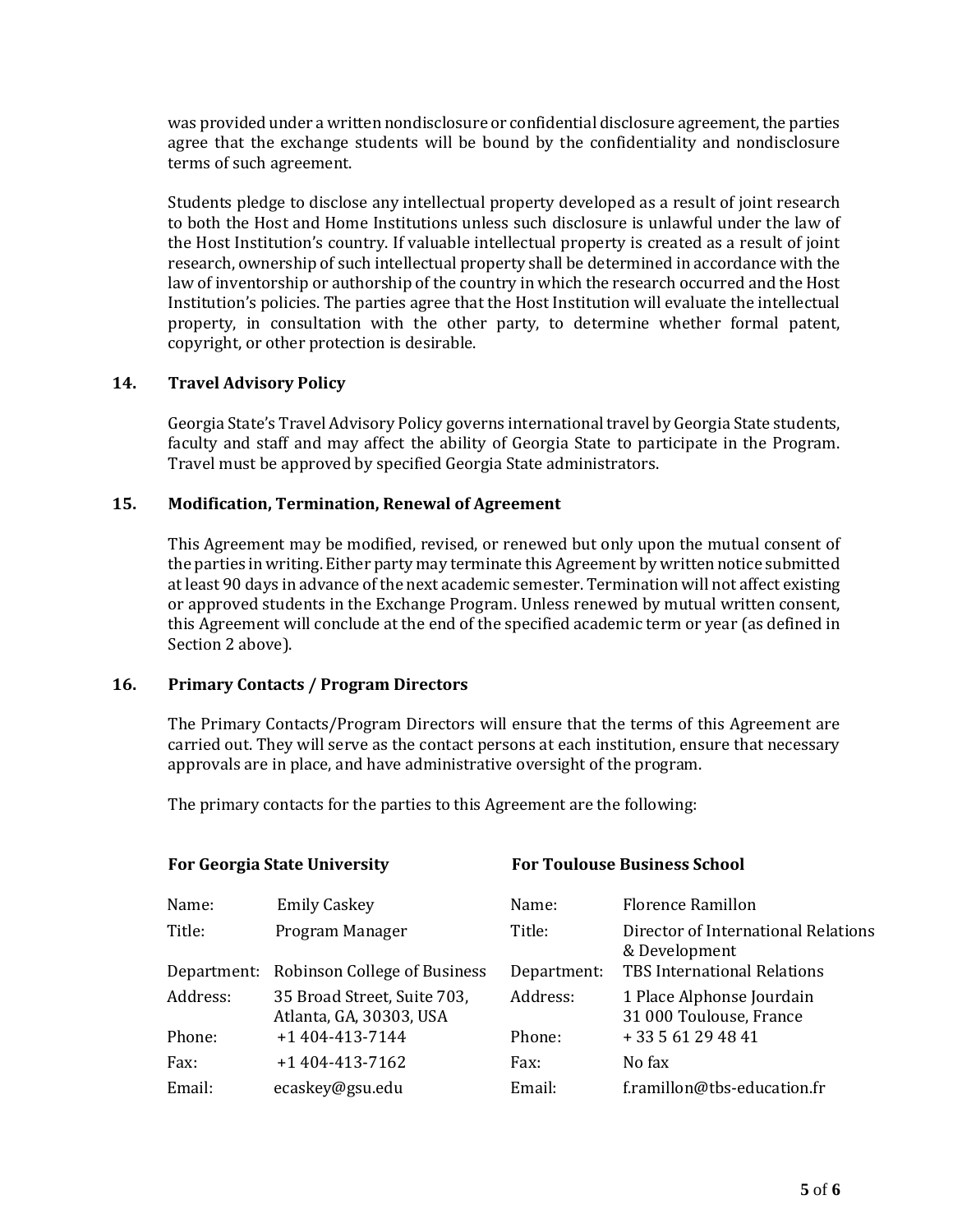was provided under a written nondisclosure or confidential disclosure agreement, the parties agree that the exchange students will be bound by the confidentiality and nondisclosure terms of such agreement.

Students pledge to disclose any intellectual property developed as a result of joint research to both the Host and Home Institutions unless such disclosure is unlawful under the law of the Host Institution's country. If valuable intellectual property is created as a result of joint research, ownership of such intellectual property shall be determined in accordance with the law of inventorship or authorship of the country in which the research occurred and the Host Institution's policies. The parties agree that the Host Institution will evaluate the intellectual property, in consultation with the other party, to determine whether formal patent, copyright, or other protection is desirable.

## 14. Travel Advisory Policy

Georgia State's Travel Advisory Policy governs international travel by Georgia State students, faculty and staff and may affect the ability of Georgia State to participate in the Program. Travel must be approved by specified Georgia State administrators.

## 15. Modification, Termination, Renewal of Agreement

This Agreement may be modified, revised, or renewed but only upon the mutual consent of the parties in writing. Either party may terminate this Agreement by written notice submitted at least 90 days in advance of the next academic semester. Termination will not affect existing or approved students in the Exchange Program. Unless renewed by mutual written consent, this Agreement will conclude at the end of the specified academic term or year (as defined in Section 2 above).

## 16. Primary Contacts / Program Directors

The Primary Contacts/Program Directors will ensure that the terms of this Agreement are carried out. They will serve as the contact persons at each institution, ensure that necessary approvals are in place, and have administrative oversight of the program.

The primary contacts for the parties to this Agreement are the following:

| **For Georgia State University** | | **For Toulouse Business School** | |
|---|---|---|---|
| Name: | Emily Caskey | Name: | Florence Ramillon |
| Title: | Program Manager | Title: | Director of International Relations & Development |
| Department: | Robinson College of Business | Department: | TBS International Relations |
| Address: | 35 Broad Street, Suite 703, Atlanta, GA, 30303, USA | Address: | 1 Place Alphonse Jourdain 31 000 Toulouse, France |
| Phone: | +1 404-413-7144 | Phone: | + 33 5 61 29 48 41 |
| Fax: | +1 404-413-7162 | Fax: | No fax |
| Email: | ecaskey@gsu.edu | Email: | f.ramillon@tbs-education.fr |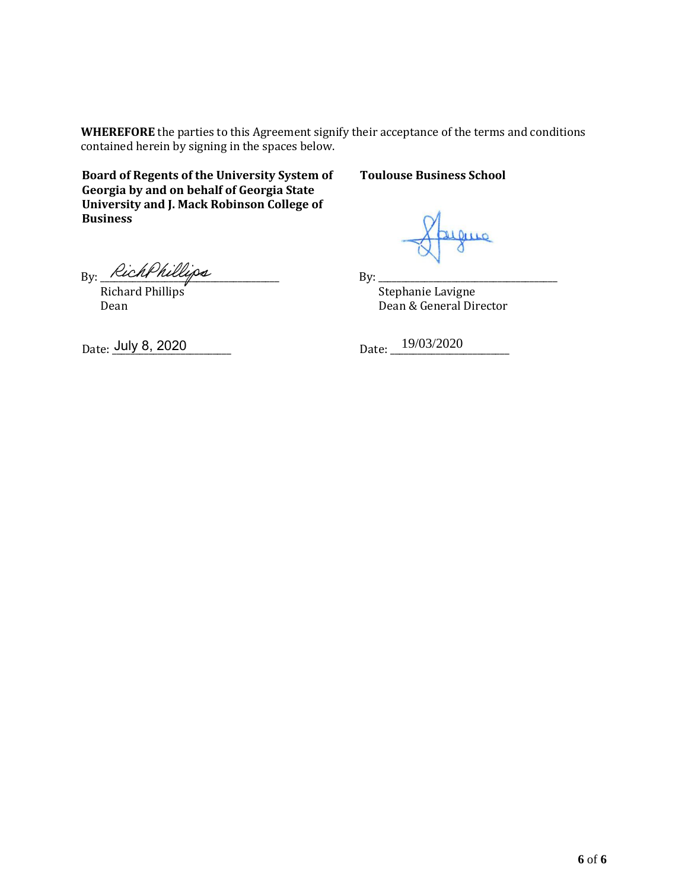**WHEREFORE** the parties to this Agreement signify their acceptance of the terms and conditions contained herein by signing in the spaces below.

**Board of Regents of the University System of Georgia by and on behalf of Georgia State University and J. Mack Robinson College of Business**

By: RichPhillips

Richard Phillips
Dean

Date: July 8, 2020

**Toulouse Business School**

By: ___________________________

Stephanie Lavigne
Dean & General Director

Date: 19/03/2020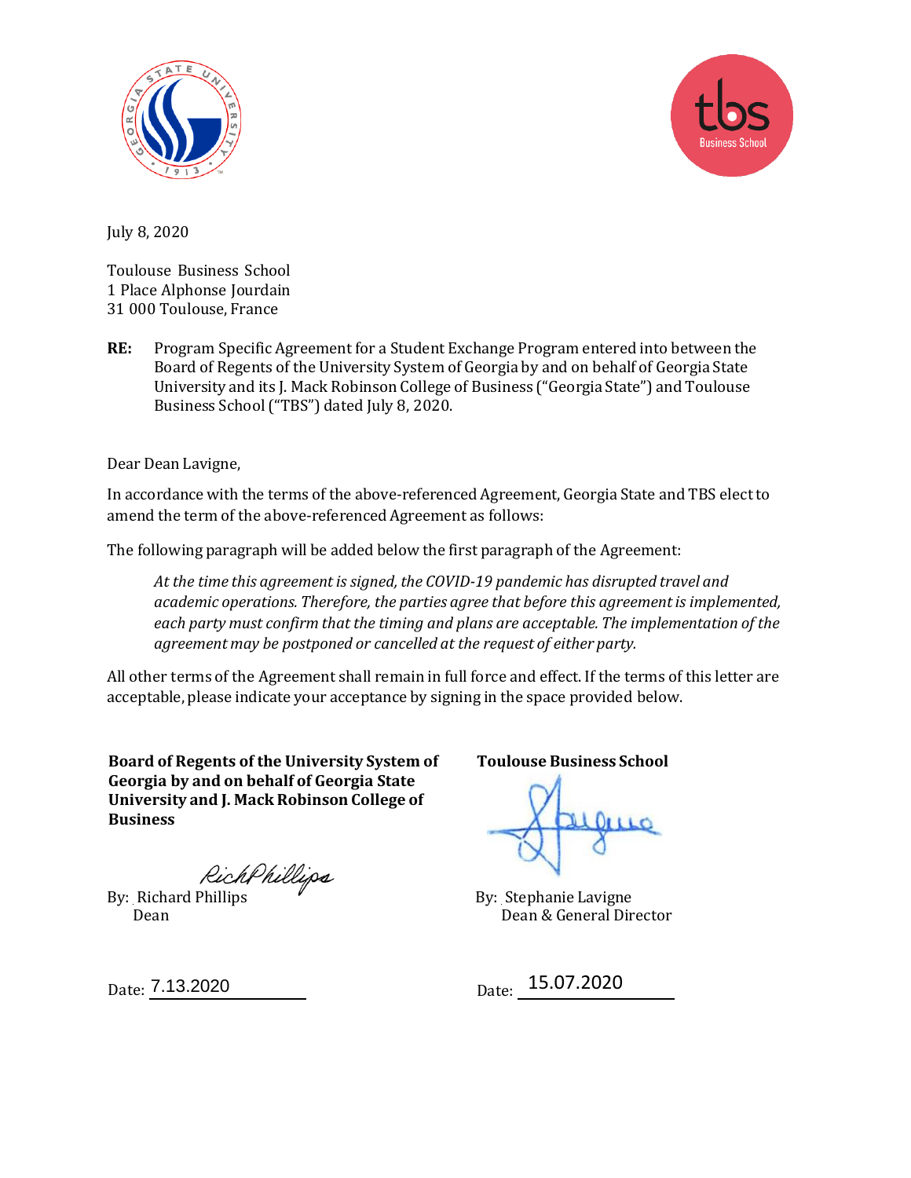July 8, 2020

Toulouse Business School
1 Place Alphonse Jourdain
31 000 Toulouse, France

**RE:** Program Specific Agreement for a Student Exchange Program entered into between the Board of Regents of the University System of Georgia by and on behalf of Georgia State University and its J. Mack Robinson College of Business ("Georgia State") and Toulouse Business School ("TBS") dated July 8, 2020.

Dear Dean Lavigne,

In accordance with the terms of the above-referenced Agreement, Georgia State and TBS elect to amend the term of the above-referenced Agreement as follows:

The following paragraph will be added below the first paragraph of the Agreement:

> *At the time this agreement is signed, the COVID-19 pandemic has disrupted travel and academic operations. Therefore, the parties agree that before this agreement is implemented, each party must confirm that the timing and plans are acceptable. The implementation of the agreement may be postponed or cancelled at the request of either party.*

All other terms of the Agreement shall remain in full force and effect. If the terms of this letter are acceptable, please indicate your acceptance by signing in the space provided below.

**Board of Regents of the University System of Georgia by and on behalf of Georgia State University and J. Mack Robinson College of Business**

Rich Phillips

By: Richard Phillips
Dean

Date: 7.13.2020

**Toulouse Business School**

By: Stephanie Lavigne
Dean & General Director

Date: 15.07.2020